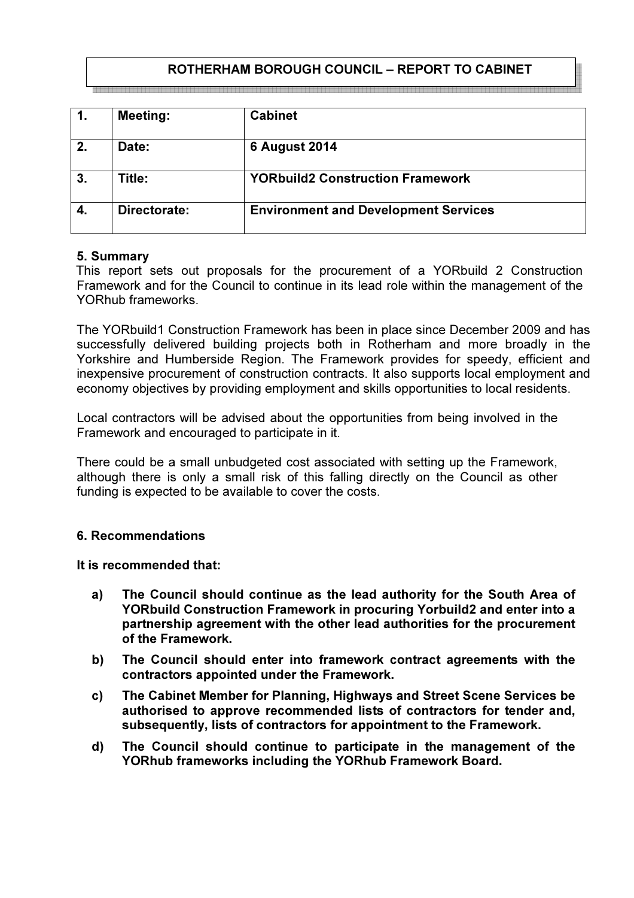# ROTHERHAM BOROUGH COUNCIL – REPORT TO CABINET

| 1. | Meeting: | Cabinet |
|---|---|---|
| 2. | Date: | 6 August 2014 |
| 3. | Title: | YORbuild2 Construction Framework |
| 4. | Directorate: | Environment and Development Services |

## 5. Summary

This report sets out proposals for the procurement of a YORbuild 2 Construction Framework and for the Council to continue in its lead role within the management of the YORhub frameworks.

The YORbuild1 Construction Framework has been in place since December 2009 and has successfully delivered building projects both in Rotherham and more broadly in the Yorkshire and Humberside Region. The Framework provides for speedy, efficient and inexpensive procurement of construction contracts. It also supports local employment and economy objectives by providing employment and skills opportunities to local residents.

Local contractors will be advised about the opportunities from being involved in the Framework and encouraged to participate in it.

There could be a small unbudgeted cost associated with setting up the Framework, although there is only a small risk of this falling directly on the Council as other funding is expected to be available to cover the costs.

## 6. Recommendations

**It is recommended that:**

- **a) The Council should continue as the lead authority for the South Area of YORbuild Construction Framework in procuring Yorbuild2 and enter into a partnership agreement with the other lead authorities for the procurement of the Framework.**
- **b) The Council should enter into framework contract agreements with the contractors appointed under the Framework.**
- **c) The Cabinet Member for Planning, Highways and Street Scene Services be authorised to approve recommended lists of contractors for tender and, subsequently, lists of contractors for appointment to the Framework.**
- **d) The Council should continue to participate in the management of the YORhub frameworks including the YORhub Framework Board.**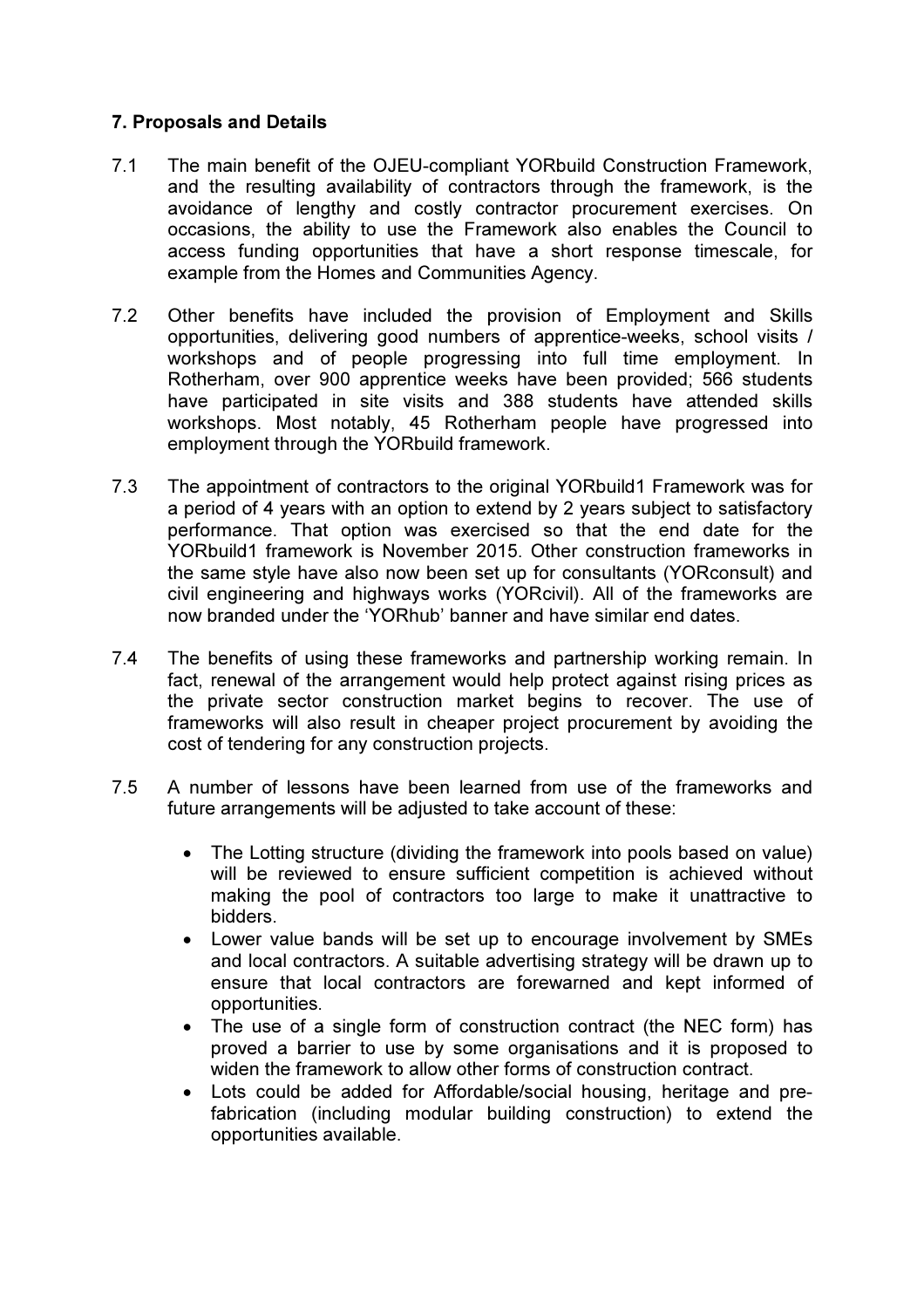## 7. Proposals and Details

7.1 The main benefit of the OJEU-compliant YORbuild Construction Framework, and the resulting availability of contractors through the framework, is the avoidance of lengthy and costly contractor procurement exercises. On occasions, the ability to use the Framework also enables the Council to access funding opportunities that have a short response timescale, for example from the Homes and Communities Agency.

7.2 Other benefits have included the provision of Employment and Skills opportunities, delivering good numbers of apprentice-weeks, school visits / workshops and of people progressing into full time employment. In Rotherham, over 900 apprentice weeks have been provided; 566 students have participated in site visits and 388 students have attended skills workshops. Most notably, 45 Rotherham people have progressed into employment through the YORbuild framework.

7.3 The appointment of contractors to the original YORbuild1 Framework was for a period of 4 years with an option to extend by 2 years subject to satisfactory performance. That option was exercised so that the end date for the YORbuild1 framework is November 2015. Other construction frameworks in the same style have also now been set up for consultants (YORconsult) and civil engineering and highways works (YORcivil). All of the frameworks are now branded under the 'YORhub' banner and have similar end dates.

7.4 The benefits of using these frameworks and partnership working remain. In fact, renewal of the arrangement would help protect against rising prices as the private sector construction market begins to recover. The use of frameworks will also result in cheaper project procurement by avoiding the cost of tendering for any construction projects.

7.5 A number of lessons have been learned from use of the frameworks and future arrangements will be adjusted to take account of these:

- The Lotting structure (dividing the framework into pools based on value) will be reviewed to ensure sufficient competition is achieved without making the pool of contractors too large to make it unattractive to bidders.
- Lower value bands will be set up to encourage involvement by SMEs and local contractors. A suitable advertising strategy will be drawn up to ensure that local contractors are forewarned and kept informed of opportunities.
- The use of a single form of construction contract (the NEC form) has proved a barrier to use by some organisations and it is proposed to widen the framework to allow other forms of construction contract.
- Lots could be added for Affordable/social housing, heritage and pre-fabrication (including modular building construction) to extend the opportunities available.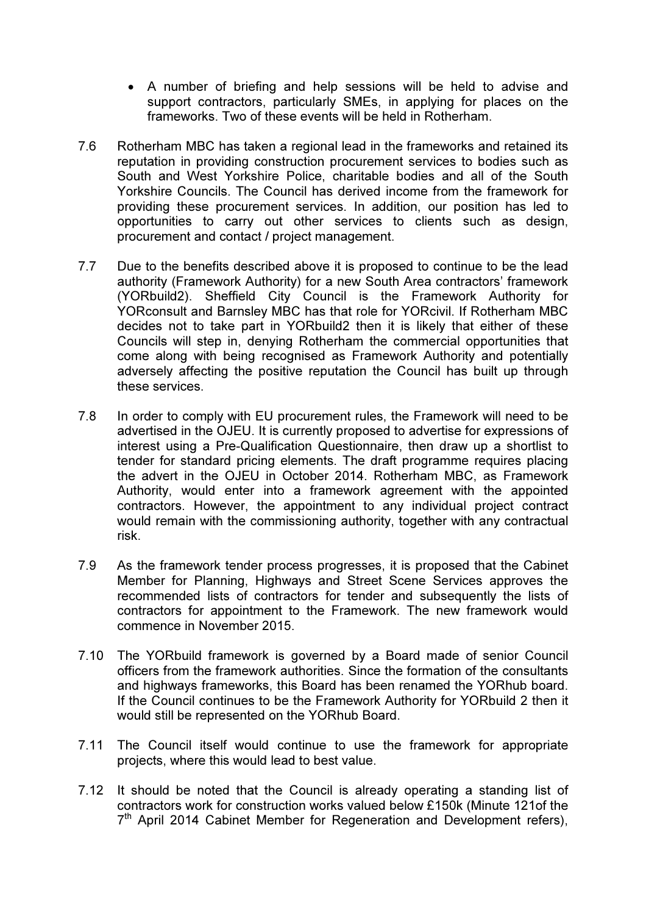- A number of briefing and help sessions will be held to advise and support contractors, particularly SMEs, in applying for places on the frameworks. Two of these events will be held in Rotherham.

7.6 Rotherham MBC has taken a regional lead in the frameworks and retained its reputation in providing construction procurement services to bodies such as South and West Yorkshire Police, charitable bodies and all of the South Yorkshire Councils. The Council has derived income from the framework for providing these procurement services. In addition, our position has led to opportunities to carry out other services to clients such as design, procurement and contact / project management.

7.7 Due to the benefits described above it is proposed to continue to be the lead authority (Framework Authority) for a new South Area contractors' framework (YORbuild2). Sheffield City Council is the Framework Authority for YORconsult and Barnsley MBC has that role for YORcivil. If Rotherham MBC decides not to take part in YORbuild2 then it is likely that either of these Councils will step in, denying Rotherham the commercial opportunities that come along with being recognised as Framework Authority and potentially adversely affecting the positive reputation the Council has built up through these services.

7.8 In order to comply with EU procurement rules, the Framework will need to be advertised in the OJEU. It is currently proposed to advertise for expressions of interest using a Pre-Qualification Questionnaire, then draw up a shortlist to tender for standard pricing elements. The draft programme requires placing the advert in the OJEU in October 2014. Rotherham MBC, as Framework Authority, would enter into a framework agreement with the appointed contractors. However, the appointment to any individual project contract would remain with the commissioning authority, together with any contractual risk.

7.9 As the framework tender process progresses, it is proposed that the Cabinet Member for Planning, Highways and Street Scene Services approves the recommended lists of contractors for tender and subsequently the lists of contractors for appointment to the Framework. The new framework would commence in November 2015.

7.10 The YORbuild framework is governed by a Board made of senior Council officers from the framework authorities. Since the formation of the consultants and highways frameworks, this Board has been renamed the YORhub board. If the Council continues to be the Framework Authority for YORbuild 2 then it would still be represented on the YORhub Board.

7.11 The Council itself would continue to use the framework for appropriate projects, where this would lead to best value.

7.12 It should be noted that the Council is already operating a standing list of contractors work for construction works valued below £150k (Minute 121of the 7th April 2014 Cabinet Member for Regeneration and Development refers),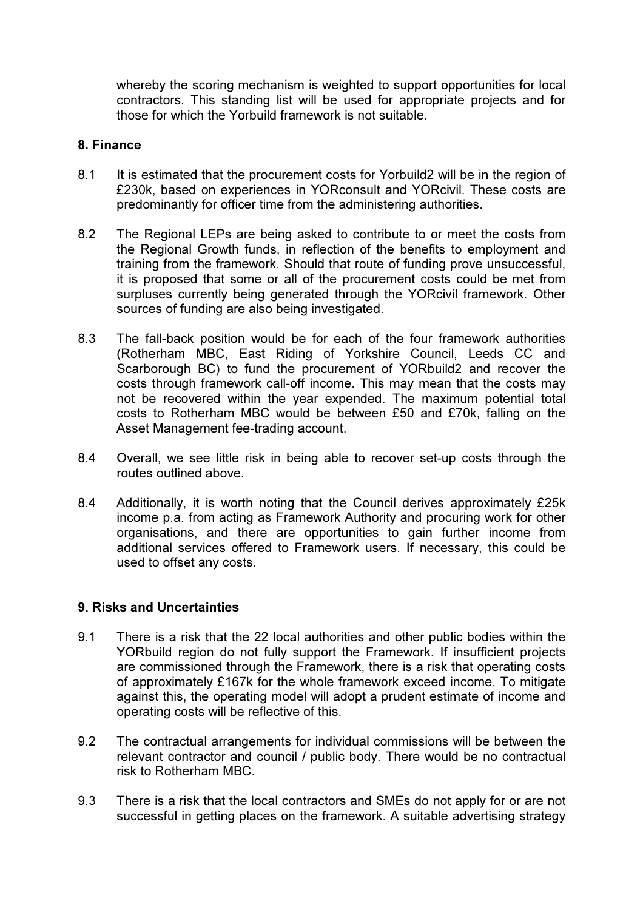whereby the scoring mechanism is weighted to support opportunities for local contractors. This standing list will be used for appropriate projects and for those for which the Yorbuild framework is not suitable.

**8. Finance**

8.1 It is estimated that the procurement costs for Yorbuild2 will be in the region of £230k, based on experiences in YORconsult and YORcivil. These costs are predominantly for officer time from the administering authorities.

8.2 The Regional LEPs are being asked to contribute to or meet the costs from the Regional Growth funds, in reflection of the benefits to employment and training from the framework. Should that route of funding prove unsuccessful, it is proposed that some or all of the procurement costs could be met from surpluses currently being generated through the YORcivil framework. Other sources of funding are also being investigated.

8.3 The fall-back position would be for each of the four framework authorities (Rotherham MBC, East Riding of Yorkshire Council, Leeds CC and Scarborough BC) to fund the procurement of YORbuild2 and recover the costs through framework call-off income. This may mean that the costs may not be recovered within the year expended. The maximum potential total costs to Rotherham MBC would be between £50 and £70k, falling on the Asset Management fee-trading account.

8.4 Overall, we see little risk in being able to recover set-up costs through the routes outlined above.

8.4 Additionally, it is worth noting that the Council derives approximately £25k income p.a. from acting as Framework Authority and procuring work for other organisations, and there are opportunities to gain further income from additional services offered to Framework users. If necessary, this could be used to offset any costs.

**9. Risks and Uncertainties**

9.1 There is a risk that the 22 local authorities and other public bodies within the YORbuild region do not fully support the Framework. If insufficient projects are commissioned through the Framework, there is a risk that operating costs of approximately £167k for the whole framework exceed income. To mitigate against this, the operating model will adopt a prudent estimate of income and operating costs will be reflective of this.

9.2 The contractual arrangements for individual commissions will be between the relevant contractor and council / public body. There would be no contractual risk to Rotherham MBC.

9.3 There is a risk that the local contractors and SMEs do not apply for or are not successful in getting places on the framework. A suitable advertising strategy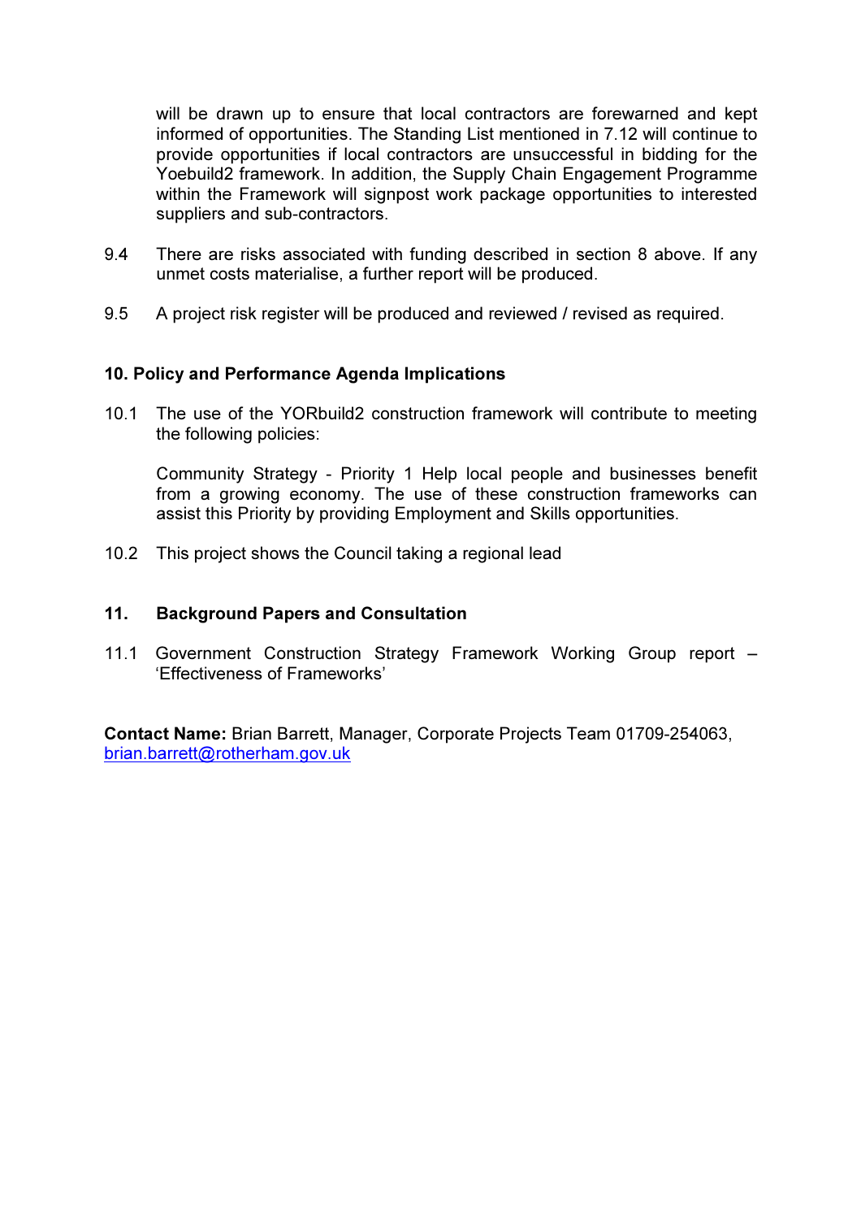will be drawn up to ensure that local contractors are forewarned and kept informed of opportunities. The Standing List mentioned in 7.12 will continue to provide opportunities if local contractors are unsuccessful in bidding for the Yoebuild2 framework. In addition, the Supply Chain Engagement Programme within the Framework will signpost work package opportunities to interested suppliers and sub-contractors.

9.4 There are risks associated with funding described in section 8 above. If any unmet costs materialise, a further report will be produced.

9.5 A project risk register will be produced and reviewed / revised as required.

## 10. Policy and Performance Agenda Implications

10.1 The use of the YORbuild2 construction framework will contribute to meeting the following policies:

Community Strategy - Priority 1 Help local people and businesses benefit from a growing economy. The use of these construction frameworks can assist this Priority by providing Employment and Skills opportunities.

10.2 This project shows the Council taking a regional lead

## 11. Background Papers and Consultation

11.1 Government Construction Strategy Framework Working Group report – 'Effectiveness of Frameworks'

**Contact Name:** Brian Barrett, Manager, Corporate Projects Team 01709-254063, brian.barrett@rotherham.gov.uk